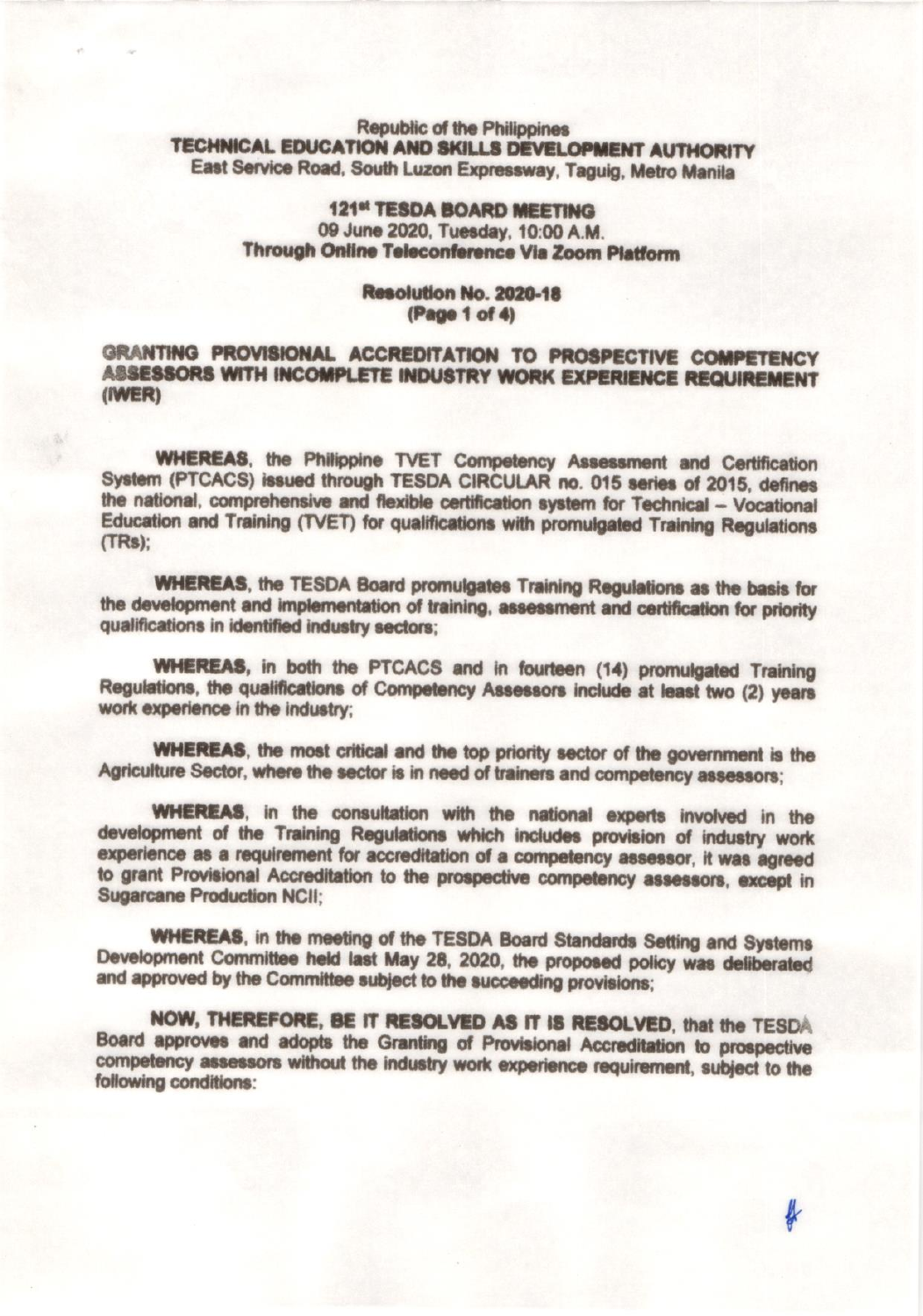Republic of the Philippines

**TECHNICAL EDUCATION AND SKILLS DEVELOPMENT AUTHORITY**

East Service Road, South Luzon Expressway, Taguig, Metro Manila

**121st TESDA BOARD MEETING**

09 June 2020, Tuesday, 10:00 A.M.

**Through Online Teleconference Via Zoom Platform**

**Resolution No. 2020-18**

**(Page 1 of 4)**

## GRANTING PROVISIONAL ACCREDITATION TO PROSPECTIVE COMPETENCY ASSESSORS WITH INCOMPLETE INDUSTRY WORK EXPERIENCE REQUIREMENT (IWER)

**WHEREAS**, the Philippine TVET Competency Assessment and Certification System (PTCACS) issued through TESDA CIRCULAR no. 015 series of 2015, defines the national, comprehensive and flexible certification system for Technical – Vocational Education and Training (TVET) for qualifications with promulgated Training Regulations (TRs);

**WHEREAS**, the TESDA Board promulgates Training Regulations as the basis for the development and implementation of training, assessment and certification for priority qualifications in identified industry sectors;

**WHEREAS**, in both the PTCACS and in fourteen (14) promulgated Training Regulations, the qualifications of Competency Assessors include at least two (2) years work experience in the industry;

**WHEREAS**, the most critical and the top priority sector of the government is the Agriculture Sector, where the sector is in need of trainers and competency assessors;

**WHEREAS**, in the consultation with the national experts involved in the development of the Training Regulations which includes provision of industry work experience as a requirement for accreditation of a competency assessor, it was agreed to grant Provisional Accreditation to the prospective competency assessors, except in Sugarcane Production NCII;

**WHEREAS**, in the meeting of the TESDA Board Standards Setting and Systems Development Committee held last May 28, 2020, the proposed policy was deliberated and approved by the Committee subject to the succeeding provisions;

**NOW, THEREFORE, BE IT RESOLVED AS IT IS RESOLVED**, that the TESDA Board approves and adopts the Granting of Provisional Accreditation to prospective competency assessors without the industry work experience requirement, subject to the following conditions: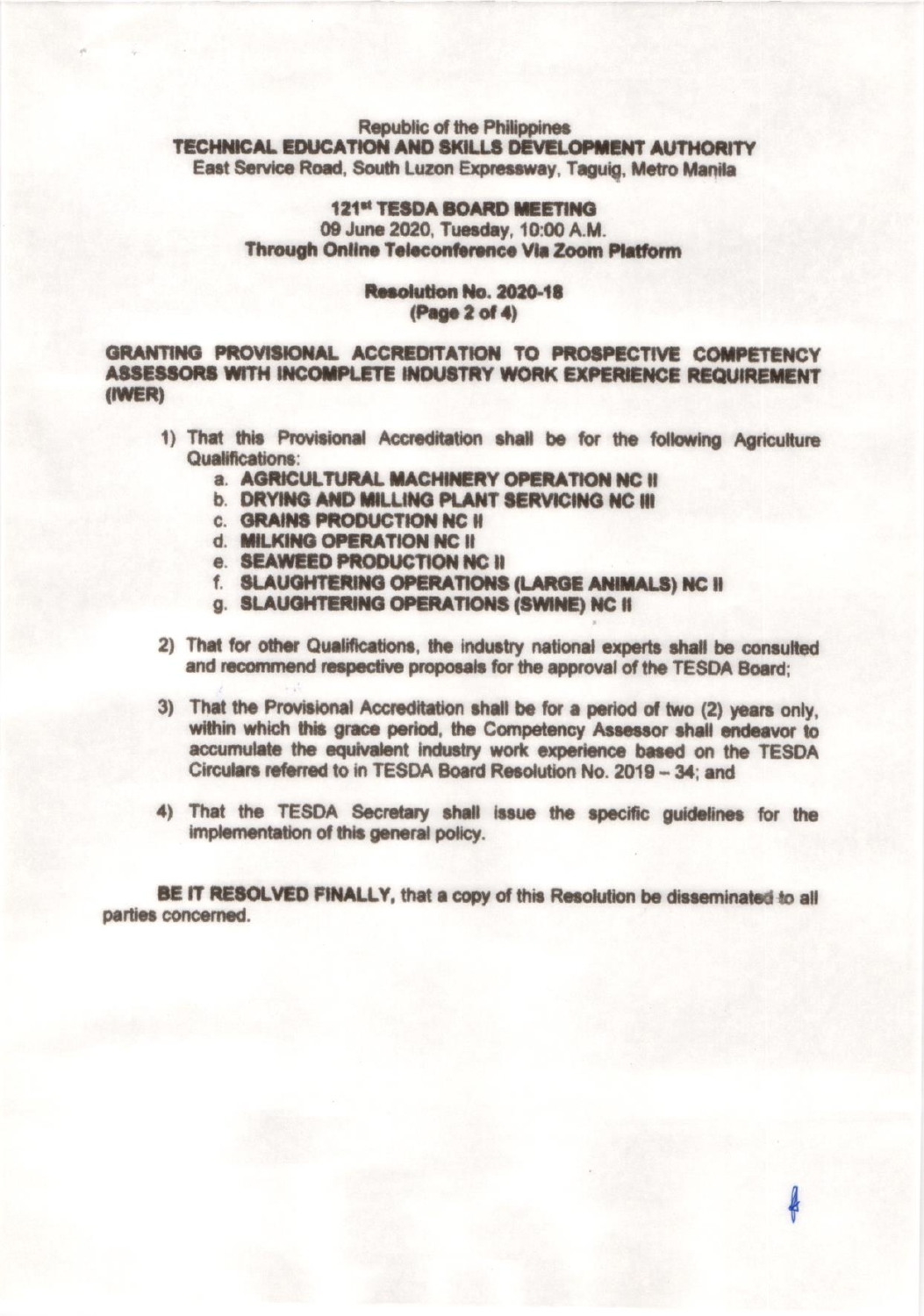Republic of the Philippines

**TECHNICAL EDUCATION AND SKILLS DEVELOPMENT AUTHORITY**

East Service Road, South Luzon Expressway, Taguig, Metro Manila

**121st TESDA BOARD MEETING**

09 June 2020, Tuesday, 10:00 A.M.

**Through Online Teleconference Via Zoom Platform**

**Resolution No. 2020-18**

**(Page 2 of 4)**

**GRANTING PROVISIONAL ACCREDITATION TO PROSPECTIVE COMPETENCY ASSESSORS WITH INCOMPLETE INDUSTRY WORK EXPERIENCE REQUIREMENT (IWER)**

1) That this Provisional Accreditation shall be for the following Agriculture Qualifications:
   a. **AGRICULTURAL MACHINERY OPERATION NC II**
   b. **DRYING AND MILLING PLANT SERVICING NC III**
   c. **GRAINS PRODUCTION NC II**
   d. **MILKING OPERATION NC II**
   e. **SEAWEED PRODUCTION NC II**
   f. **SLAUGHTERING OPERATIONS (LARGE ANIMALS) NC II**
   g. **SLAUGHTERING OPERATIONS (SWINE) NC II**

2) That for other Qualifications, the industry national experts shall be consulted and recommend respective proposals for the approval of the TESDA Board;

3) That the Provisional Accreditation shall be for a period of two (2) years only, within which this grace period, the Competency Assessor shall endeavor to accumulate the equivalent industry work experience based on the TESDA Circulars referred to in TESDA Board Resolution No. 2019 – 34; and

4) That the TESDA Secretary shall issue the specific guidelines for the implementation of this general policy.

**BE IT RESOLVED FINALLY**, that a copy of this Resolution be disseminated to all parties concerned.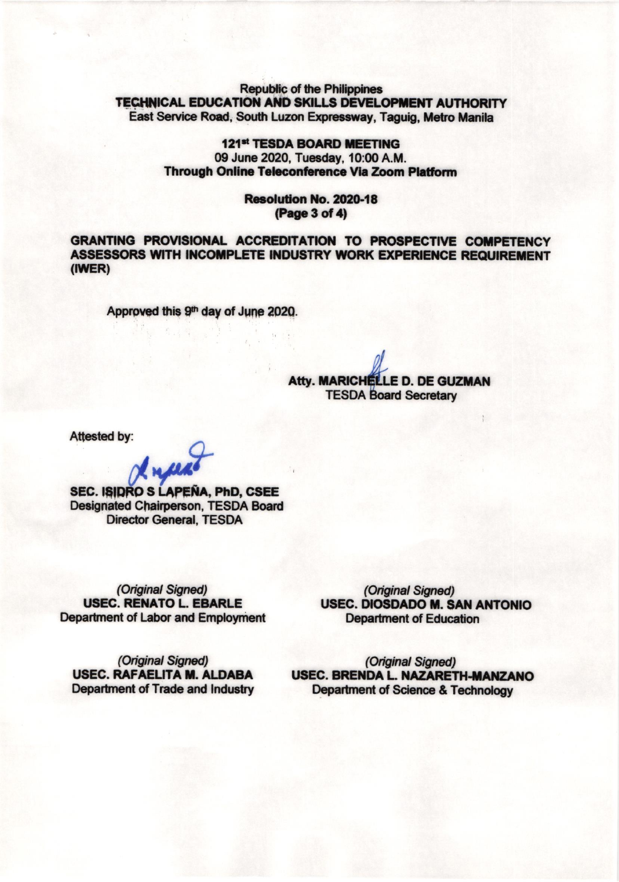Republic of the Philippines
**TECHNICAL EDUCATION AND SKILLS DEVELOPMENT AUTHORITY**
East Service Road, South Luzon Expressway, Taguig, Metro Manila

**121st TESDA BOARD MEETING**
09 June 2020, Tuesday, 10:00 A.M.
**Through Online Teleconference Via Zoom Platform**

**Resolution No. 2020-18**
**(Page 3 of 4)**

**GRANTING PROVISIONAL ACCREDITATION TO PROSPECTIVE COMPETENCY ASSESSORS WITH INCOMPLETE INDUSTRY WORK EXPERIENCE REQUIREMENT (IWER)**

Approved this 9th day of June 2020.

**Atty. MARICHELLE D. DE GUZMAN**
TESDA Board Secretary

Attested by:

**SEC. ISIDRO S LAPEÑA, PhD, CSEE**
Designated Chairperson, TESDA Board
Director General, TESDA

*(Original Signed)*
**USEC. RENATO L. EBARLE**
Department of Labor and Employment

*(Original Signed)*
**USEC. DIOSDADO M. SAN ANTONIO**
Department of Education

*(Original Signed)*
**USEC. RAFAELITA M. ALDABA**
Department of Trade and Industry

*(Original Signed)*
**USEC. BRENDA L. NAZARETH-MANZANO**
Department of Science & Technology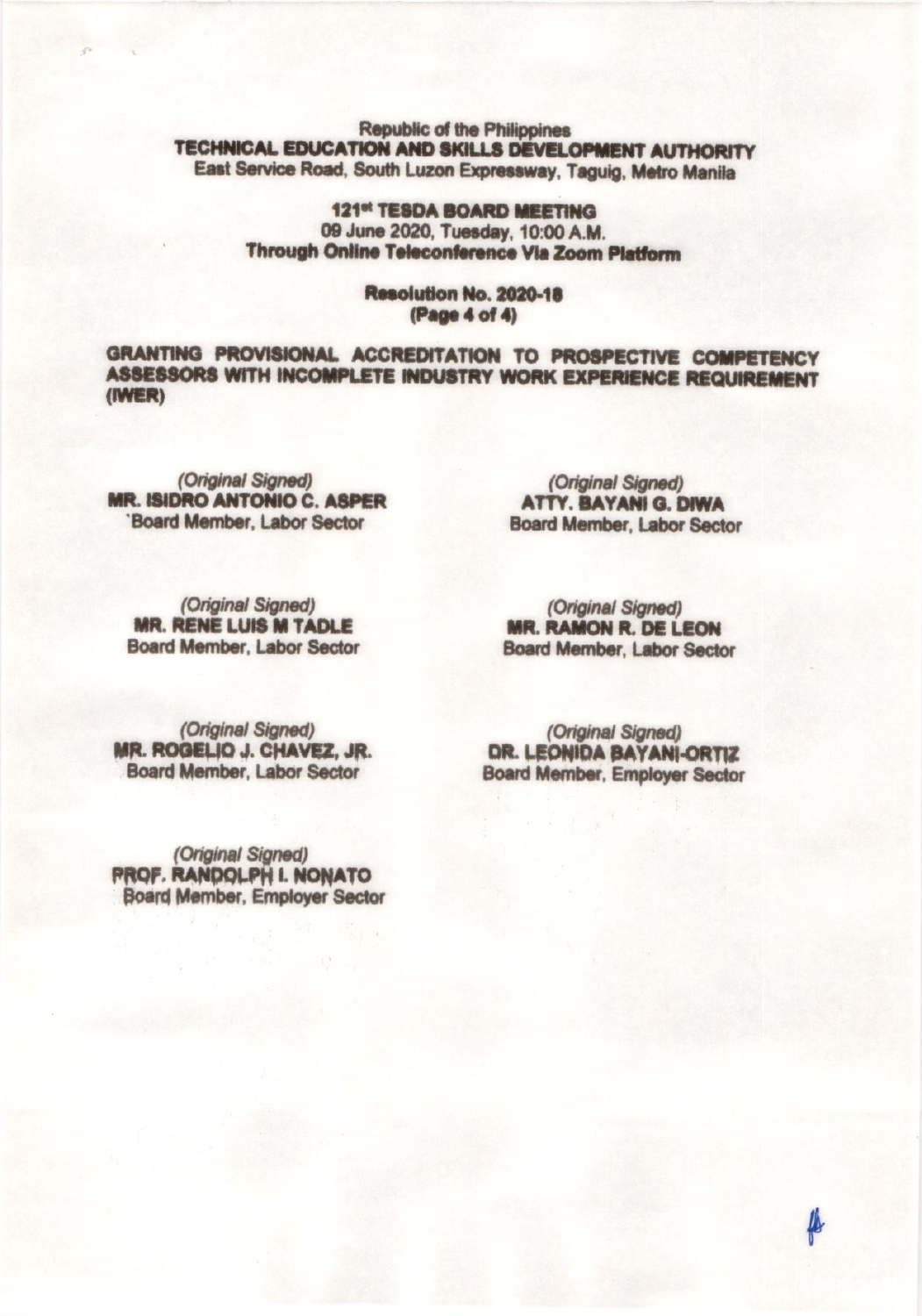Republic of the Philippines
**TECHNICAL EDUCATION AND SKILLS DEVELOPMENT AUTHORITY**
East Service Road, South Luzon Expressway, Taguig, Metro Manila

**121st TESDA BOARD MEETING**
09 June 2020, Tuesday, 10:00 A.M.
**Through Online Teleconference Via Zoom Platform**

**Resolution No. 2020-18**
**(Page 4 of 4)**

**GRANTING PROVISIONAL ACCREDITATION TO PROSPECTIVE COMPETENCY ASSESSORS WITH INCOMPLETE INDUSTRY WORK EXPERIENCE REQUIREMENT (IWER)**

*(Original Signed)*
**MR. ISIDRO ANTONIO C. ASPER**
Board Member, Labor Sector

*(Original Signed)*
**ATTY. BAYANI G. DIWA**
Board Member, Labor Sector

*(Original Signed)*
**MR. RENE LUIS M TADLE**
Board Member, Labor Sector

*(Original Signed)*
**MR. RAMON R. DE LEON**
Board Member, Labor Sector

*(Original Signed)*
**MR. ROGELIO J. CHAVEZ, JR.**
Board Member, Labor Sector

*(Original Signed)*
**DR. LEONIDA BAYANI-ORTIZ**
Board Member, Employer Sector

*(Original Signed)*
**PROF. RANDOLPH I. NONATO**
Board Member, Employer Sector